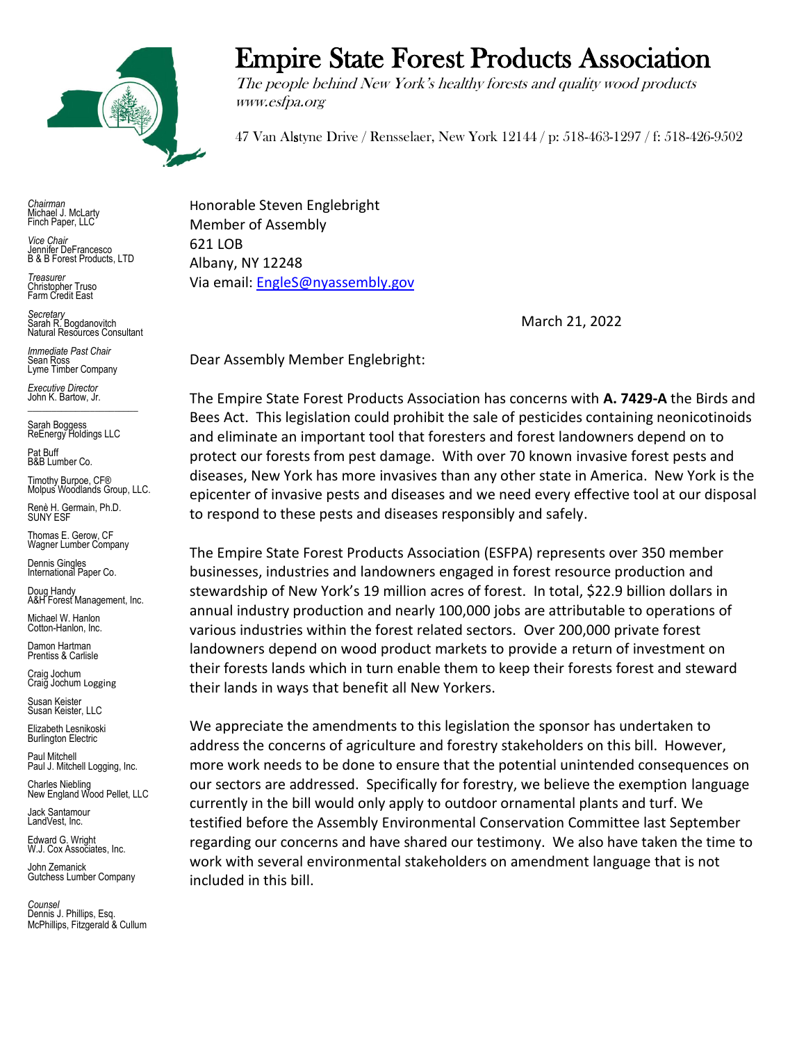# Empire State Forest Products Association

*The people behind New York's healthy forests and quality wood products*
*www.esfpa.org*

47 Van Alstyne Drive / Rensselaer, New York 12144 / p: 518-463-1297 / f: 518-426-9502

*Chairman*
Michael J. McLarty
Finch Paper, LLC

*Vice Chair*
Jennifer DeFrancesco
B & B Forest Products, LTD

*Treasurer*
Christopher Truso
Farm Credit East

*Secretary*
Sarah R. Bogdanovitch
Natural Resources Consultant

*Immediate Past Chair*
Sean Ross
Lyme Timber Company

*Executive Director*
John K. Bartow, Jr.

Sarah Boggess
ReEnergy Holdings LLC

Pat Buff
B&B Lumber Co.

Timothy Burpoe, CF®
Molpus Woodlands Group, LLC.

Renè H. Germain, Ph.D.
SUNY ESF

Thomas E. Gerow, CF
Wagner Lumber Company

Dennis Gingles
International Paper Co.

Doug Handy
A&H Forest Management, Inc.

Michael W. Hanlon
Cotton-Hanlon, Inc.

Damon Hartman
Prentiss & Carlisle

Craig Jochum
Craig Jochum Logging

Susan Keister
Susan Keister, LLC

Elizabeth Lesnikoski
Burlington Electric

Paul Mitchell
Paul J. Mitchell Logging, Inc.

Charles Niebling
New England Wood Pellet, LLC

Jack Santamour
LandVest, Inc.

Edward G. Wright
W.J. Cox Associates, Inc.

John Zemanick
Gutchess Lumber Company

*Counsel*
Dennis J. Phillips, Esq.
McPhillips, Fitzgerald & Cullum

Honorable Steven Englebright
Member of Assembly
621 LOB
Albany, NY 12248
Via email: EngleS@nyassembly.gov

March 21, 2022

Dear Assembly Member Englebright:

The Empire State Forest Products Association has concerns with **A. 7429-A** the Birds and Bees Act. This legislation could prohibit the sale of pesticides containing neonicotinoids and eliminate an important tool that foresters and forest landowners depend on to protect our forests from pest damage. With over 70 known invasive forest pests and diseases, New York has more invasives than any other state in America. New York is the epicenter of invasive pests and diseases and we need every effective tool at our disposal to respond to these pests and diseases responsibly and safely.

The Empire State Forest Products Association (ESFPA) represents over 350 member businesses, industries and landowners engaged in forest resource production and stewardship of New York's 19 million acres of forest. In total, $22.9 billion dollars in annual industry production and nearly 100,000 jobs are attributable to operations of various industries within the forest related sectors. Over 200,000 private forest landowners depend on wood product markets to provide a return of investment on their forests lands which in turn enable them to keep their forests forest and steward their lands in ways that benefit all New Yorkers.

We appreciate the amendments to this legislation the sponsor has undertaken to address the concerns of agriculture and forestry stakeholders on this bill. However, more work needs to be done to ensure that the potential unintended consequences on our sectors are addressed. Specifically for forestry, we believe the exemption language currently in the bill would only apply to outdoor ornamental plants and turf. We testified before the Assembly Environmental Conservation Committee last September regarding our concerns and have shared our testimony. We also have taken the time to work with several environmental stakeholders on amendment language that is not included in this bill.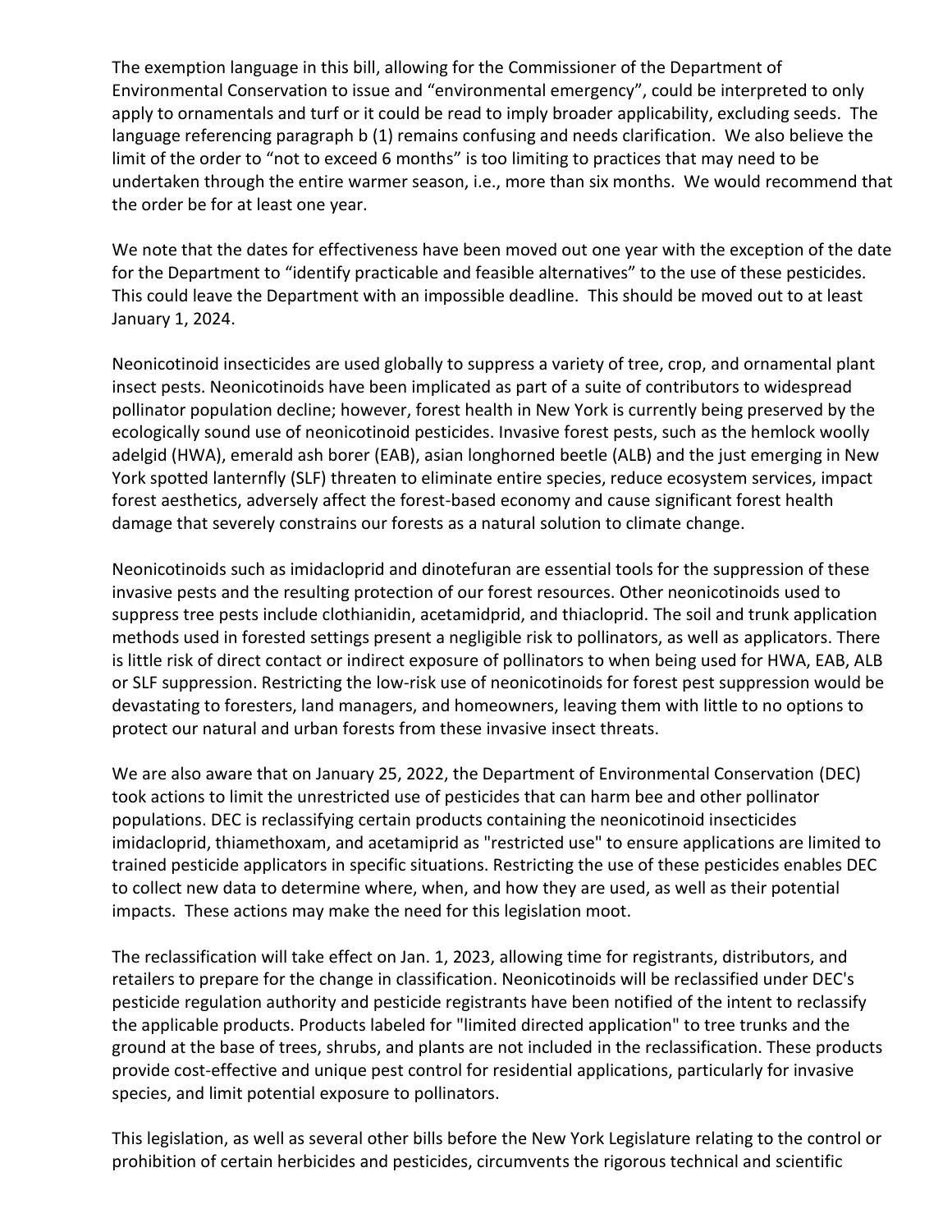The exemption language in this bill, allowing for the Commissioner of the Department of Environmental Conservation to issue and "environmental emergency", could be interpreted to only apply to ornamentals and turf or it could be read to imply broader applicability, excluding seeds. The language referencing paragraph b (1) remains confusing and needs clarification. We also believe the limit of the order to "not to exceed 6 months" is too limiting to practices that may need to be undertaken through the entire warmer season, i.e., more than six months. We would recommend that the order be for at least one year.

We note that the dates for effectiveness have been moved out one year with the exception of the date for the Department to "identify practicable and feasible alternatives" to the use of these pesticides. This could leave the Department with an impossible deadline. This should be moved out to at least January 1, 2024.

Neonicotinoid insecticides are used globally to suppress a variety of tree, crop, and ornamental plant insect pests. Neonicotinoids have been implicated as part of a suite of contributors to widespread pollinator population decline; however, forest health in New York is currently being preserved by the ecologically sound use of neonicotinoid pesticides. Invasive forest pests, such as the hemlock woolly adelgid (HWA), emerald ash borer (EAB), asian longhorned beetle (ALB) and the just emerging in New York spotted lanternfly (SLF) threaten to eliminate entire species, reduce ecosystem services, impact forest aesthetics, adversely affect the forest-based economy and cause significant forest health damage that severely constrains our forests as a natural solution to climate change.

Neonicotinoids such as imidacloprid and dinotefuran are essential tools for the suppression of these invasive pests and the resulting protection of our forest resources. Other neonicotinoids used to suppress tree pests include clothianidin, acetamidprid, and thiacloprid. The soil and trunk application methods used in forested settings present a negligible risk to pollinators, as well as applicators. There is little risk of direct contact or indirect exposure of pollinators to when being used for HWA, EAB, ALB or SLF suppression. Restricting the low-risk use of neonicotinoids for forest pest suppression would be devastating to foresters, land managers, and homeowners, leaving them with little to no options to protect our natural and urban forests from these invasive insect threats.

We are also aware that on January 25, 2022, the Department of Environmental Conservation (DEC) took actions to limit the unrestricted use of pesticides that can harm bee and other pollinator populations. DEC is reclassifying certain products containing the neonicotinoid insecticides imidacloprid, thiamethoxam, and acetamiprid as "restricted use" to ensure applications are limited to trained pesticide applicators in specific situations. Restricting the use of these pesticides enables DEC to collect new data to determine where, when, and how they are used, as well as their potential impacts. These actions may make the need for this legislation moot.

The reclassification will take effect on Jan. 1, 2023, allowing time for registrants, distributors, and retailers to prepare for the change in classification. Neonicotinoids will be reclassified under DEC's pesticide regulation authority and pesticide registrants have been notified of the intent to reclassify the applicable products. Products labeled for "limited directed application" to tree trunks and the ground at the base of trees, shrubs, and plants are not included in the reclassification. These products provide cost-effective and unique pest control for residential applications, particularly for invasive species, and limit potential exposure to pollinators.

This legislation, as well as several other bills before the New York Legislature relating to the control or prohibition of certain herbicides and pesticides, circumvents the rigorous technical and scientific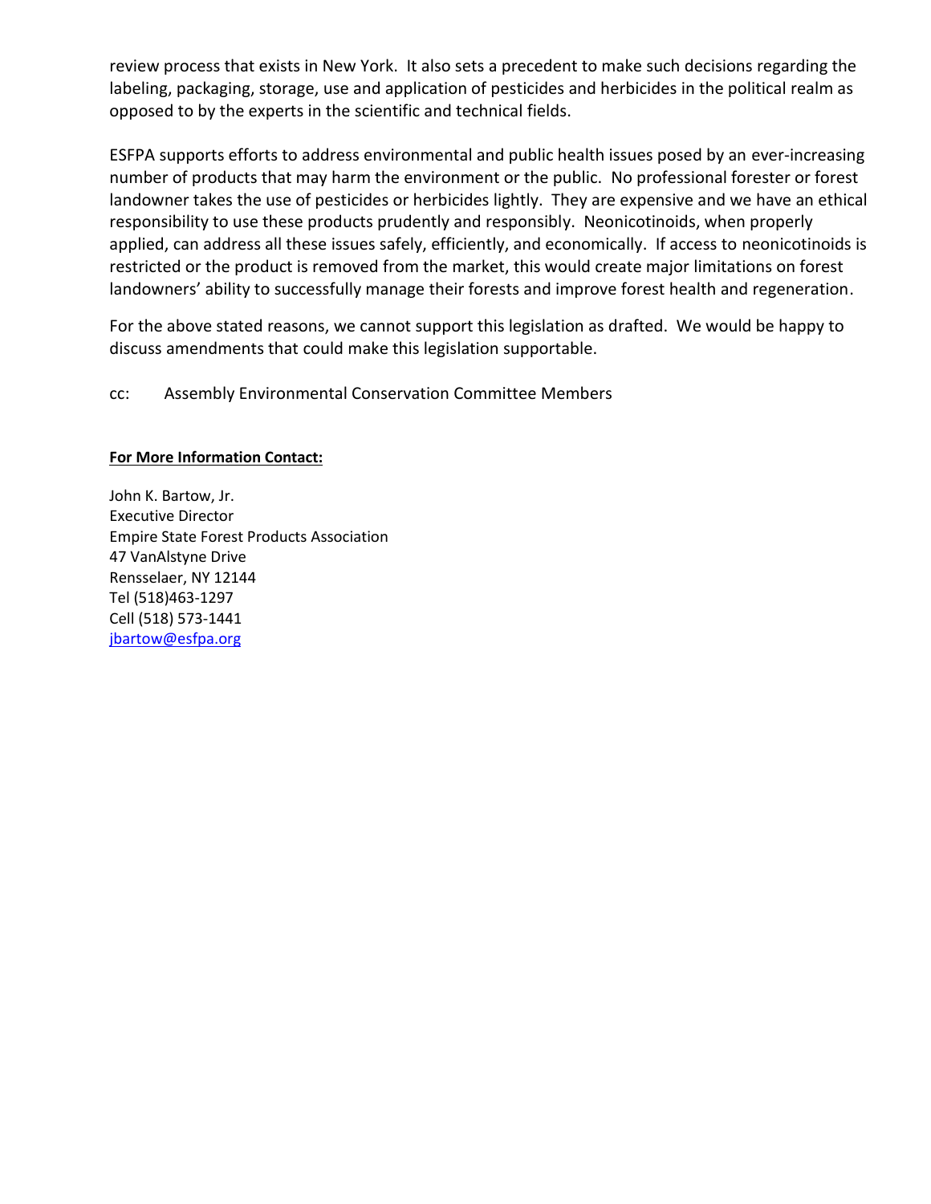review process that exists in New York. It also sets a precedent to make such decisions regarding the labeling, packaging, storage, use and application of pesticides and herbicides in the political realm as opposed to by the experts in the scientific and technical fields.

ESFPA supports efforts to address environmental and public health issues posed by an ever-increasing number of products that may harm the environment or the public. No professional forester or forest landowner takes the use of pesticides or herbicides lightly. They are expensive and we have an ethical responsibility to use these products prudently and responsibly. Neonicotinoids, when properly applied, can address all these issues safely, efficiently, and economically. If access to neonicotinoids is restricted or the product is removed from the market, this would create major limitations on forest landowners' ability to successfully manage their forests and improve forest health and regeneration.

For the above stated reasons, we cannot support this legislation as drafted. We would be happy to discuss amendments that could make this legislation supportable.

cc: Assembly Environmental Conservation Committee Members

**For More Information Contact:**

John K. Bartow, Jr.
Executive Director
Empire State Forest Products Association
47 VanAlstyne Drive
Rensselaer, NY 12144
Tel (518)463-1297
Cell (518) 573-1441
jbartow@esfpa.org